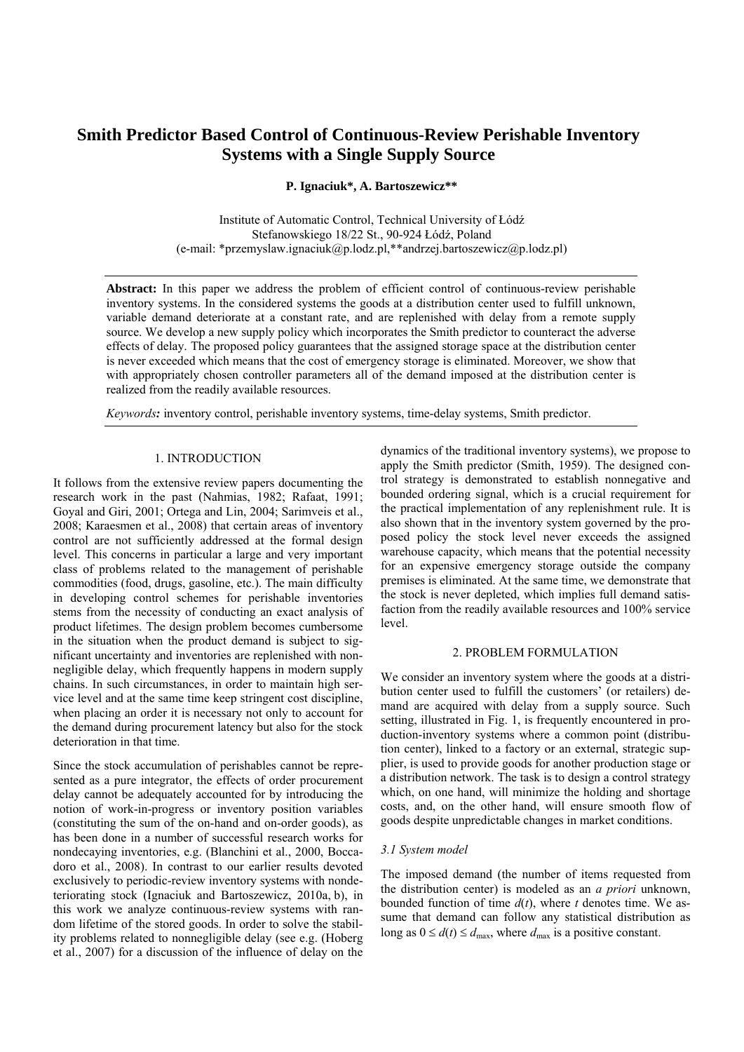# Smith Predictor Based Control of Continuous-Review Perishable Inventory Systems with a Single Supply Source

**P. Ignaciuk\*, A. Bartoszewicz\*\***

Institute of Automatic Control, Technical University of Łódź
Stefanowskiego 18/22 St., 90-924 Łódź, Poland
(e-mail: \*przemyslaw.ignaciuk@p.lodz.pl,\*\*andrzej.bartoszewicz@p.lodz.pl)

**Abstract:** In this paper we address the problem of efficient control of continuous-review perishable inventory systems. In the considered systems the goods at a distribution center used to fulfill unknown, variable demand deteriorate at a constant rate, and are replenished with delay from a remote supply source. We develop a new supply policy which incorporates the Smith predictor to counteract the adverse effects of delay. The proposed policy guarantees that the assigned storage space at the distribution center is never exceeded which means that the cost of emergency storage is eliminated. Moreover, we show that with appropriately chosen controller parameters all of the demand imposed at the distribution center is realized from the readily available resources.

*Keywords:* inventory control, perishable inventory systems, time-delay systems, Smith predictor.

## 1. INTRODUCTION

It follows from the extensive review papers documenting the research work in the past (Nahmias, 1982; Rafaat, 1991; Goyal and Giri, 2001; Ortega and Lin, 2004; Sarimveis et al., 2008; Karaesmen et al., 2008) that certain areas of inventory control are not sufficiently addressed at the formal design level. This concerns in particular a large and very important class of problems related to the management of perishable commodities (food, drugs, gasoline, etc.). The main difficulty in developing control schemes for perishable inventories stems from the necessity of conducting an exact analysis of product lifetimes. The design problem becomes cumbersome in the situation when the product demand is subject to significant uncertainty and inventories are replenished with nonnegligible delay, which frequently happens in modern supply chains. In such circumstances, in order to maintain high service level and at the same time keep stringent cost discipline, when placing an order it is necessary not only to account for the demand during procurement latency but also for the stock deterioration in that time.

Since the stock accumulation of perishables cannot be represented as a pure integrator, the effects of order procurement delay cannot be adequately accounted for by introducing the notion of work-in-progress or inventory position variables (constituting the sum of the on-hand and on-order goods), as has been done in a number of successful research works for nondecaying inventories, e.g. (Blanchini et al., 2000, Boccadoro et al., 2008). In contrast to our earlier results devoted exclusively to periodic-review inventory systems with nondeteriorating stock (Ignaciuk and Bartoszewicz, 2010a, b), in this work we analyze continuous-review systems with random lifetime of the stored goods. In order to solve the stability problems related to nonnegligible delay (see e.g. (Hoberg et al., 2007) for a discussion of the influence of delay on the dynamics of the traditional inventory systems), we propose to apply the Smith predictor (Smith, 1959). The designed control strategy is demonstrated to establish nonnegative and bounded ordering signal, which is a crucial requirement for the practical implementation of any replenishment rule. It is also shown that in the inventory system governed by the proposed policy the stock level never exceeds the assigned warehouse capacity, which means that the potential necessity for an expensive emergency storage outside the company premises is eliminated. At the same time, we demonstrate that the stock is never depleted, which implies full demand satisfaction from the readily available resources and 100% service level.

## 2. PROBLEM FORMULATION

We consider an inventory system where the goods at a distribution center used to fulfill the customers' (or retailers) demand are acquired with delay from a supply source. Such setting, illustrated in Fig. 1, is frequently encountered in production-inventory systems where a common point (distribution center), linked to a factory or an external, strategic supplier, is used to provide goods for another production stage or a distribution network. The task is to design a control strategy which, on one hand, will minimize the holding and shortage costs, and, on the other hand, will ensure smooth flow of goods despite unpredictable changes in market conditions.

### 3.1 System model

The imposed demand (the number of items requested from the distribution center) is modeled as an *a priori* unknown, bounded function of time $d(t)$, where $t$ denotes time. We assume that demand can follow any statistical distribution as long as $0 \leq d(t) \leq d_{\max}$, where $d_{\max}$ is a positive constant.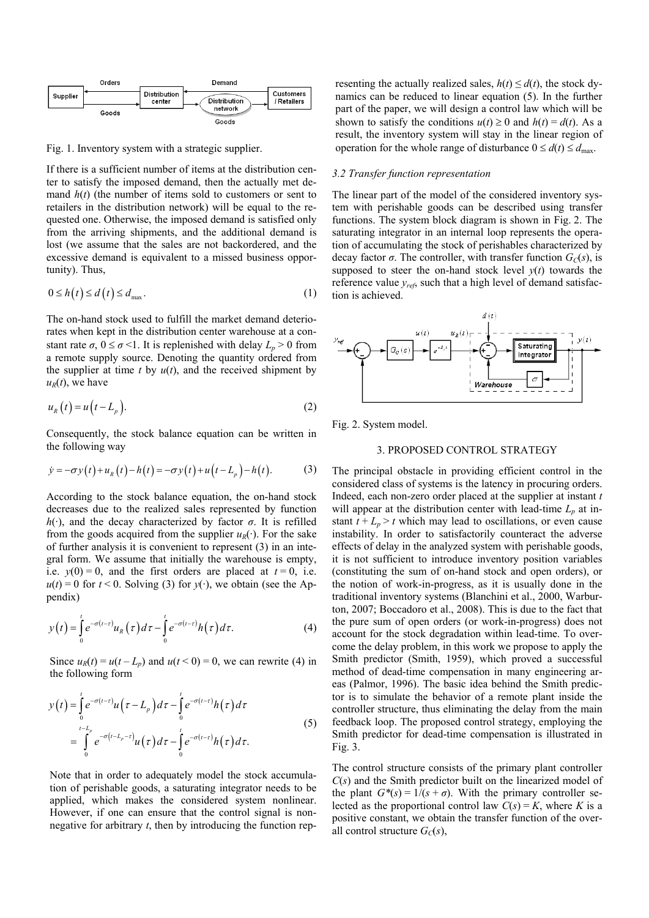Fig. 1. Inventory system with a strategic supplier.

If there is a sufficient number of items at the distribution center to satisfy the imposed demand, then the actually met demand $h(t)$ (the number of items sold to customers or sent to retailers in the distribution network) will be equal to the requested one. Otherwise, the imposed demand is satisfied only from the arriving shipments, and the additional demand is lost (we assume that the sales are not backordered, and the excessive demand is equivalent to a missed business opportunity). Thus,

$$0 \le h(t) \le d(t) \le d_{\max}. \tag{1}$$

The on-hand stock used to fulfill the market demand deteriorates when kept in the distribution center warehouse at a constant rate $\sigma$, $0 \le \sigma < 1$. It is replenished with delay $L_p > 0$ from a remote supply source. Denoting the quantity ordered from the supplier at time $t$ by $u(t)$, and the received shipment by $u_R(t)$, we have

$$u_R(t) = u(t - L_p). \tag{2}$$

Consequently, the stock balance equation can be written in the following way

$$\dot{y} = -\sigma y(t) + u_R(t) - h(t) = -\sigma y(t) + u(t - L_p) - h(t). \tag{3}$$

According to the stock balance equation, the on-hand stock decreases due to the realized sales represented by function $h(\cdot)$, and the decay characterized by factor $\sigma$. It is refilled from the goods acquired from the supplier $u_R(\cdot)$. For the sake of further analysis it is convenient to represent (3) in an integral form. We assume that initially the warehouse is empty, i.e. $y(0) = 0$, and the first orders are placed at $t = 0$, i.e. $u(t) = 0$ for $t < 0$. Solving (3) for $y(\cdot)$, we obtain (see the Appendix)

$$y(t) = \int_0^t e^{-\sigma(t-\tau)} u_R(\tau)\, d\tau - \int_0^t e^{-\sigma(t-\tau)} h(\tau)\, d\tau. \tag{4}$$

Since $u_R(t) = u(t - L_p)$ and $u(t < 0) = 0$, we can rewrite (4) in the following form

$$\begin{aligned} y(t) &= \int_0^t e^{-\sigma(t-\tau)} u(\tau - L_p)\, d\tau - \int_0^t e^{-\sigma(t-\tau)} h(\tau)\, d\tau \\ &= \int_0^{t-L_p} e^{-\sigma(t-L_p-\tau)} u(\tau)\, d\tau - \int_0^t e^{-\sigma(t-\tau)} h(\tau)\, d\tau. \end{aligned} \tag{5}$$

Note that in order to adequately model the stock accumulation of perishable goods, a saturating integrator needs to be applied, which makes the considered system nonlinear. However, if one can ensure that the control signal is nonnegative for arbitrary $t$, then by introducing the function representing the actually realized sales, $h(t) \le d(t)$, the stock dynamics can be reduced to linear equation (5). In the further part of the paper, we will design a control law which will be shown to satisfy the conditions $u(t) \ge 0$ and $h(t) = d(t)$. As a result, the inventory system will stay in the linear region of operation for the whole range of disturbance $0 \le d(t) \le d_{\max}$.

### 3.2 Transfer function representation

The linear part of the model of the considered inventory system with perishable goods can be described using transfer functions. The system block diagram is shown in Fig. 2. The saturating integrator in an internal loop represents the operation of accumulating the stock of perishables characterized by decay factor $\sigma$. The controller, with transfer function $G_C(s)$, is supposed to steer the on-hand stock level $y(t)$ towards the reference value $y_{ref}$, such that a high level of demand satisfaction is achieved.

Fig. 2. System model.

## 3. PROPOSED CONTROL STRATEGY

The principal obstacle in providing efficient control in the considered class of systems is the latency in procuring orders. Indeed, each non-zero order placed at the supplier at instant $t$ will appear at the distribution center with lead-time $L_p$ at instant $t + L_p > t$ which may lead to oscillations, or even cause instability. In order to satisfactorily counteract the adverse effects of delay in the analyzed system with perishable goods, it is not sufficient to introduce inventory position variables (constituting the sum of on-hand stock and open orders), or the notion of work-in-progress, as it is usually done in the traditional inventory systems (Blanchini et al., 2000, Warburton, 2007; Boccadoro et al., 2008). This is due to the fact that the pure sum of open orders (or work-in-progress) does not account for the stock degradation within lead-time. To overcome the delay problem, in this work we propose to apply the Smith predictor (Smith, 1959), which proved a successful method of dead-time compensation in many engineering areas (Palmor, 1996). The basic idea behind the Smith predictor is to simulate the behavior of a remote plant inside the controller structure, thus eliminating the delay from the main feedback loop. The proposed control strategy, employing the Smith predictor for dead-time compensation is illustrated in Fig. 3.

The control structure consists of the primary plant controller $C(s)$ and the Smith predictor built on the linearized model of the plant $G^*(s) = 1/(s + \sigma)$. With the primary controller selected as the proportional control law $C(s) = K$, where $K$ is a positive constant, we obtain the transfer function of the overall control structure $G_C(s)$,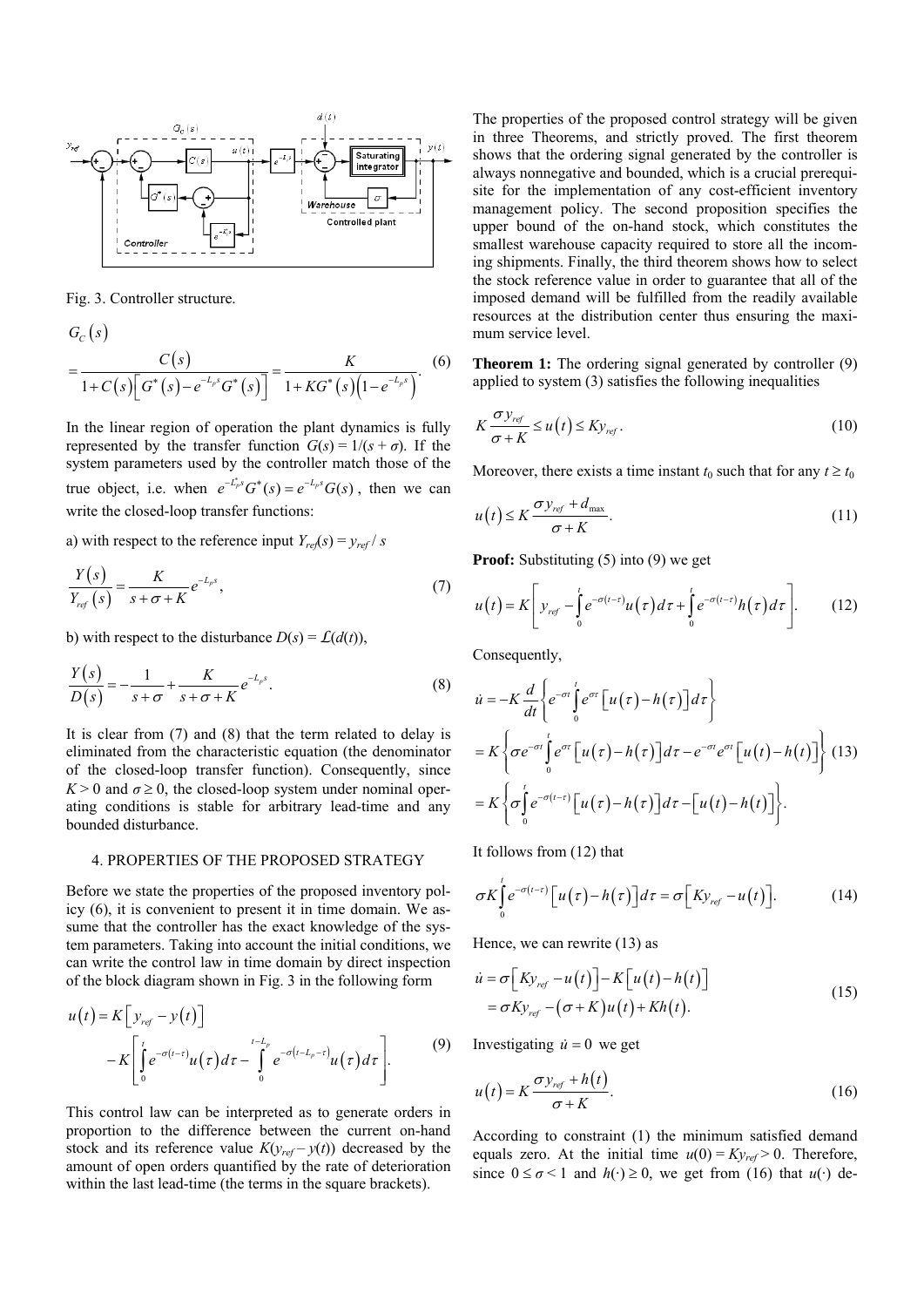Fig. 3. Controller structure.

$$G_C(s) = \frac{C(s)}{1+C(s)\left[G^*(s)-e^{-L_p s}G^*(s)\right]} = \frac{K}{1+KG^*(s)\left(1-e^{-L_p s}\right)}. \quad (6)$$

In the linear region of operation the plant dynamics is fully represented by the transfer function $G(s) = 1/(s + \sigma)$. If the system parameters used by the controller match those of the true object, i.e. when $e^{-L_p^* s}G^*(s) = e^{-L_p s}G(s)$, then we can write the closed-loop transfer functions:

a) with respect to the reference input $Y_{ref}(s) = y_{ref} / s$

$$\frac{Y(s)}{Y_{ref}(s)} = \frac{K}{s+\sigma+K}e^{-L_p s}, \quad (7)$$

b) with respect to the disturbance $D(s) = \mathcal{L}(d(t))$,

$$\frac{Y(s)}{D(s)} = -\frac{1}{s+\sigma} + \frac{K}{s+\sigma+K}e^{-L_p s}. \quad (8)$$

It is clear from (7) and (8) that the term related to delay is eliminated from the characteristic equation (the denominator of the closed-loop transfer function). Consequently, since $K > 0$ and $\sigma \geq 0$, the closed-loop system under nominal operating conditions is stable for arbitrary lead-time and any bounded disturbance.

## 4. PROPERTIES OF THE PROPOSED STRATEGY

Before we state the properties of the proposed inventory policy (6), it is convenient to present it in time domain. We assume that the controller has the exact knowledge of the system parameters. Taking into account the initial conditions, we can write the control law in time domain by direct inspection of the block diagram shown in Fig. 3 in the following form

$$u(t) = K\left[y_{ref} - y(t)\right] - K\left[\int_0^t e^{-\sigma(t-\tau)}u(\tau)d\tau - \int_0^{t-L_p} e^{-\sigma(t-L_p-\tau)}u(\tau)d\tau\right]. \quad (9)$$

This control law can be interpreted as to generate orders in proportion to the difference between the current on-hand stock and its reference value $K(y_{ref} - y(t))$ decreased by the amount of open orders quantified by the rate of deterioration within the last lead-time (the terms in the square brackets).

The properties of the proposed control strategy will be given in three Theorems, and strictly proved. The first theorem shows that the ordering signal generated by the controller is always nonnegative and bounded, which is a crucial prerequisite for the implementation of any cost-efficient inventory management policy. The second proposition specifies the upper bound of the on-hand stock, which constitutes the smallest warehouse capacity required to store all the incoming shipments. Finally, the third theorem shows how to select the stock reference value in order to guarantee that all of the imposed demand will be fulfilled from the readily available resources at the distribution center thus ensuring the maximum service level.

**Theorem 1:** The ordering signal generated by controller (9) applied to system (3) satisfies the following inequalities

$$K\frac{\sigma y_{ref}}{\sigma+K} \leq u(t) \leq Ky_{ref}. \quad (10)$$

Moreover, there exists a time instant $t_0$ such that for any $t \geq t_0$

$$u(t) \leq K\frac{\sigma y_{ref} + d_{\max}}{\sigma+K}. \quad (11)$$

**Proof:** Substituting (5) into (9) we get

$$u(t) = K\left[y_{ref} - \int_0^t e^{-\sigma(t-\tau)}u(\tau)d\tau + \int_0^t e^{-\sigma(t-\tau)}h(\tau)d\tau\right]. \quad (12)$$

Consequently,

$$\begin{aligned}\dot{u} &= -K\frac{d}{dt}\left\{e^{-\sigma t}\int_0^t e^{\sigma\tau}\left[u(\tau)-h(\tau)\right]d\tau\right\} \\ &= K\left\{\sigma e^{-\sigma t}\int_0^t e^{\sigma\tau}\left[u(\tau)-h(\tau)\right]d\tau - e^{-\sigma t}e^{\sigma t}\left[u(t)-h(t)\right]\right\} \\ &= K\left\{\sigma\int_0^t e^{-\sigma(t-\tau)}\left[u(\tau)-h(\tau)\right]d\tau - \left[u(t)-h(t)\right]\right\}.\end{aligned} \quad (13)$$

It follows from (12) that

$$\sigma K\int_0^t e^{-\sigma(t-\tau)}\left[u(\tau)-h(\tau)\right]d\tau = \sigma\left[Ky_{ref} - u(t)\right]. \quad (14)$$

Hence, we can rewrite (13) as

$$\begin{aligned}\dot{u} &= \sigma\left[Ky_{ref} - u(t)\right] - K\left[u(t)-h(t)\right] \\ &= \sigma Ky_{ref} - (\sigma+K)u(t) + Kh(t).\end{aligned} \quad (15)$$

Investigating $\dot{u} = 0$ we get

$$u(t) = K\frac{\sigma y_{ref} + h(t)}{\sigma+K}. \quad (16)$$

According to constraint (1) the minimum satisfied demand equals zero. At the initial time $u(0) = Ky_{ref} > 0$. Therefore, since $0 \leq \sigma < 1$ and $h(\cdot) \geq 0$, we get from (16) that $u(\cdot)$ de-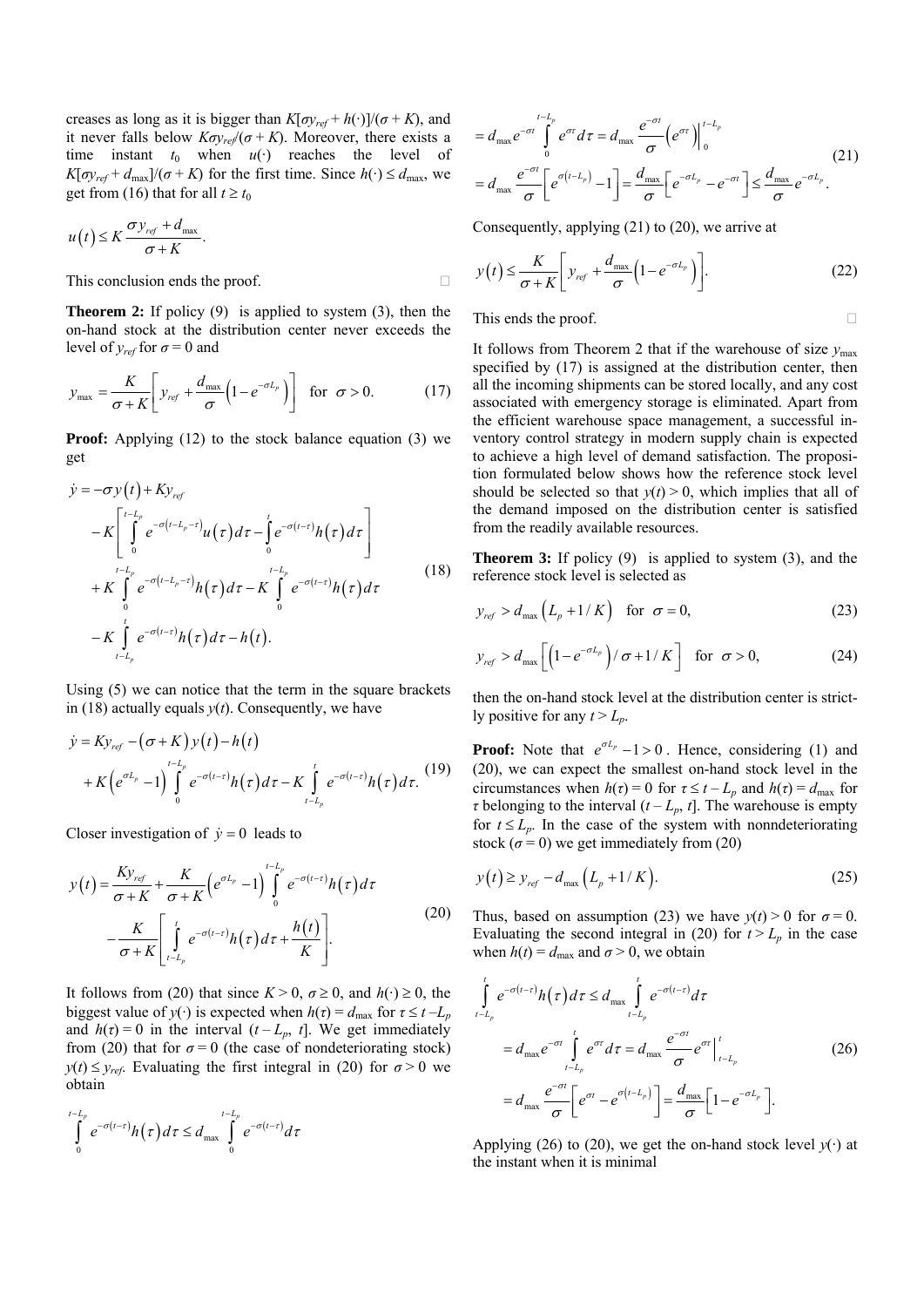creases as long as it is bigger than $K[\sigma y_{ref} + h(\cdot)]/(\sigma + K)$, and it never falls below $K\sigma y_{ref}/(\sigma + K)$. Moreover, there exists a time instant $t_0$ when $u(\cdot)$ reaches the level of $K[\sigma y_{ref} + d_{\max}]/(\sigma + K)$ for the first time. Since $h(\cdot) \le d_{\max}$, we get from (16) that for all $t \ge t_0$

$$u(t) \le K\frac{\sigma y_{ref} + d_{\max}}{\sigma + K}.$$

This conclusion ends the proof. □

**Theorem 2:** If policy (9) is applied to system (3), then the on-hand stock at the distribution center never exceeds the level of $y_{ref}$ for $\sigma = 0$ and

$$y_{\max} = \frac{K}{\sigma + K}\left[y_{ref} + \frac{d_{\max}}{\sigma}\left(1 - e^{-\sigma L_p}\right)\right] \quad \text{for } \sigma > 0. \tag{17}$$

**Proof:** Applying (12) to the stock balance equation (3) we get

$$\begin{aligned}\dot{y} &= -\sigma y(t) + Ky_{ref} \\ &\quad - K\left[\int_0^{t-L_p} e^{-\sigma(t-L_p-\tau)}u(\tau)\,d\tau - \int_0^t e^{-\sigma(t-\tau)}h(\tau)\,d\tau\right] \\ &\quad + K\int_0^{t-L_p} e^{-\sigma(t-L_p-\tau)}h(\tau)\,d\tau - K\int_0^{t-L_p} e^{-\sigma(t-\tau)}h(\tau)\,d\tau \\ &\quad - K\int_{t-L_p}^{t} e^{-\sigma(t-\tau)}h(\tau)\,d\tau - h(t).\end{aligned} \tag{18}$$

Using (5) we can notice that the term in the square brackets in (18) actually equals $y(t)$. Consequently, we have

$$\begin{aligned}\dot{y} &= Ky_{ref} - (\sigma + K)y(t) - h(t) \\ &\quad + K\left(e^{\sigma L_p} - 1\right)\int_0^{t-L_p} e^{-\sigma(t-\tau)}h(\tau)\,d\tau - K\int_{t-L_p}^{t} e^{-\sigma(t-\tau)}h(\tau)\,d\tau.\end{aligned} \tag{19}$$

Closer investigation of $\dot{y} = 0$ leads to

$$\begin{aligned}y(t) &= \frac{Ky_{ref}}{\sigma + K} + \frac{K}{\sigma + K}\left(e^{\sigma L_p} - 1\right)\int_0^{t-L_p} e^{-\sigma(t-\tau)}h(\tau)\,d\tau \\ &\quad - \frac{K}{\sigma + K}\left[\int_{t-L_p}^{t} e^{-\sigma(t-\tau)}h(\tau)\,d\tau + \frac{h(t)}{K}\right].\end{aligned} \tag{20}$$

It follows from (20) that since $K > 0$, $\sigma \ge 0$, and $h(\cdot) \ge 0$, the biggest value of $y(\cdot)$ is expected when $h(\tau) = d_{\max}$ for $\tau \le t - L_p$ and $h(\tau) = 0$ in the interval $(t - L_p, t]$. We get immediately from (20) that for $\sigma = 0$ (the case of nondeteriorating stock) $y(t) \le y_{ref}$. Evaluating the first integral in (20) for $\sigma > 0$ we obtain

$$\begin{aligned}\int_0^{t-L_p} e^{-\sigma(t-\tau)}h(\tau)\,d\tau &\le d_{\max}\int_0^{t-L_p} e^{-\sigma(t-\tau)}\,d\tau \\ &= d_{\max}e^{-\sigma t}\int_0^{t-L_p} e^{\sigma\tau}\,d\tau = d_{\max}\frac{e^{-\sigma t}}{\sigma}\left(e^{\sigma\tau}\right)\Big|_0^{t-L_p} \\ &= d_{\max}\frac{e^{-\sigma t}}{\sigma}\left[e^{\sigma(t-L_p)} - 1\right] = \frac{d_{\max}}{\sigma}\left[e^{-\sigma L_p} - e^{-\sigma t}\right] \le \frac{d_{\max}}{\sigma}e^{-\sigma L_p}.\end{aligned} \tag{21}$$

Consequently, applying (21) to (20), we arrive at

$$y(t) \le \frac{K}{\sigma + K}\left[y_{ref} + \frac{d_{\max}}{\sigma}\left(1 - e^{-\sigma L_p}\right)\right]. \tag{22}$$

This ends the proof. □

It follows from Theorem 2 that if the warehouse of size $y_{\max}$ specified by (17) is assigned at the distribution center, then all the incoming shipments can be stored locally, and any cost associated with emergency storage is eliminated. Apart from the efficient warehouse space management, a successful inventory control strategy in modern supply chain is expected to achieve a high level of demand satisfaction. The proposition formulated below shows how the reference stock level should be selected so that $y(t) > 0$, which implies that all of the demand imposed on the distribution center is satisfied from the readily available resources.

**Theorem 3:** If policy (9) is applied to system (3), and the reference stock level is selected as

$$y_{ref} > d_{\max}\left(L_p + 1/K\right) \quad \text{for } \sigma = 0, \tag{23}$$

$$y_{ref} > d_{\max}\left[\left(1 - e^{-\sigma L_p}\right)/\sigma + 1/K\right] \quad \text{for } \sigma > 0, \tag{24}$$

then the on-hand stock level at the distribution center is strictly positive for any $t > L_p$.

**Proof:** Note that $e^{\sigma L_p} - 1 > 0$. Hence, considering (1) and (20), we can expect the smallest on-hand stock level in the circumstances when $h(\tau) = 0$ for $\tau \le t - L_p$ and $h(\tau) = d_{\max}$ for $\tau$ belonging to the interval $(t - L_p, t]$. The warehouse is empty for $t \le L_p$. In the case of the system with nondeteriorating stock ($\sigma = 0$) we get immediately from (20)

$$y(t) \ge y_{ref} - d_{\max}\left(L_p + 1/K\right). \tag{25}$$

Thus, based on assumption (23) we have $y(t) > 0$ for $\sigma = 0$. Evaluating the second integral in (20) for $t > L_p$ in the case when $h(t) = d_{\max}$ and $\sigma > 0$, we obtain

$$\begin{aligned}\int_{t-L_p}^{t} e^{-\sigma(t-\tau)}h(\tau)\,d\tau &\le d_{\max}\int_{t-L_p}^{t} e^{-\sigma(t-\tau)}\,d\tau \\ &= d_{\max}e^{-\sigma t}\int_{t-L_p}^{t} e^{\sigma\tau}\,d\tau = d_{\max}\frac{e^{-\sigma t}}{\sigma}e^{\sigma\tau}\Big|_{t-L_p}^{t} \\ &= d_{\max}\frac{e^{-\sigma t}}{\sigma}\left[e^{\sigma t} - e^{\sigma(t-L_p)}\right] = \frac{d_{\max}}{\sigma}\left[1 - e^{-\sigma L_p}\right].\end{aligned} \tag{26}$$

Applying (26) to (20), we get the on-hand stock level $y(\cdot)$ at the instant when it is minimal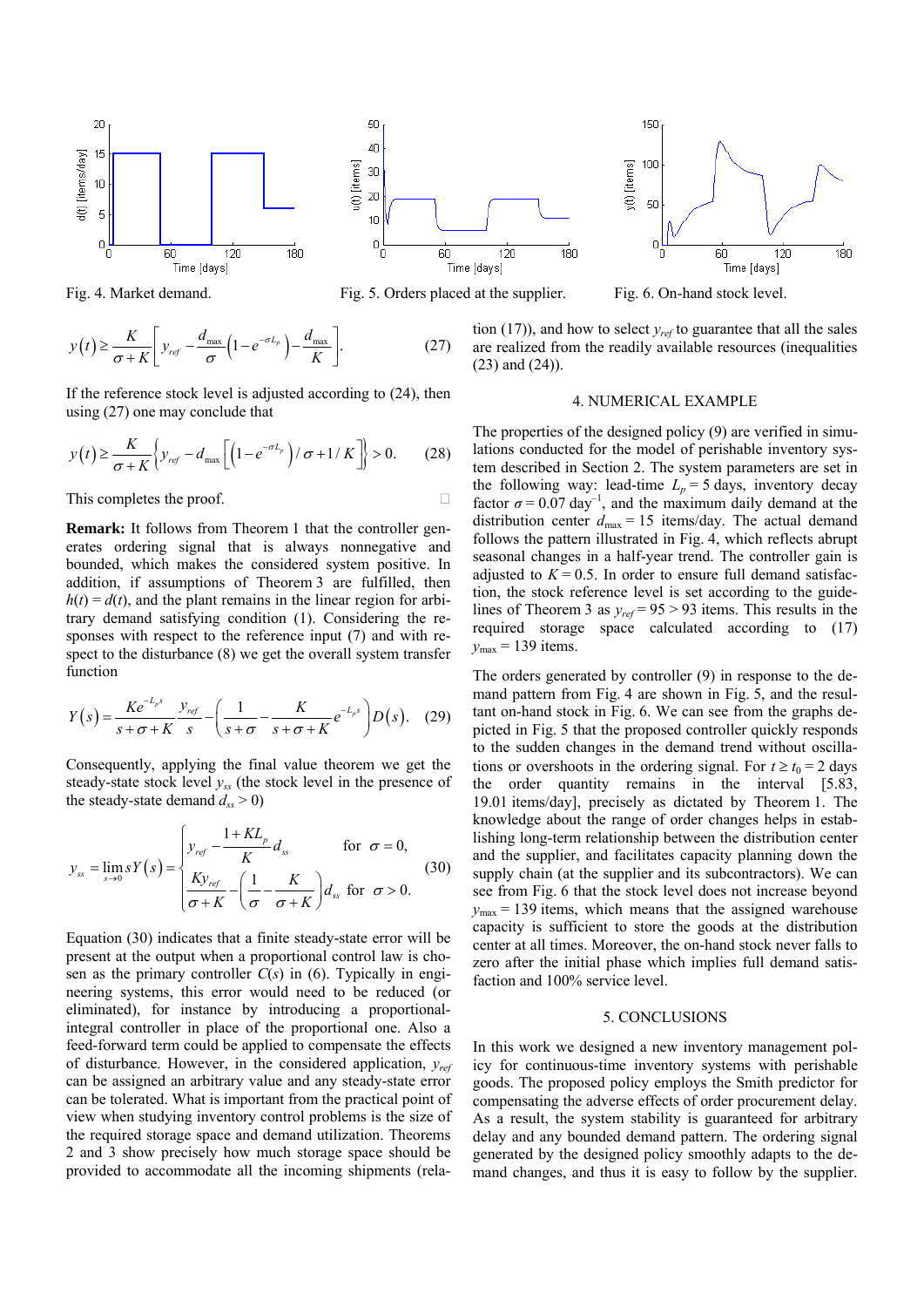Fig. 4. Market demand.

Fig. 5. Orders placed at the supplier.

Fig. 6. On-hand stock level.

$$y(t) \geq \frac{K}{\sigma + K}\left[y_{ref} - \frac{d_{\max}}{\sigma}\left(1 - e^{-\sigma L_p}\right) - \frac{d_{\max}}{K}\right]. \tag{27}$$

If the reference stock level is adjusted according to (24), then using (27) one may conclude that

$$y(t) \geq \frac{K}{\sigma + K}\left\{y_{ref} - d_{\max}\left[\left(1 - e^{-\sigma L_p}\right)/\sigma + 1/K\right]\right\} > 0. \tag{28}$$

This completes the proof. □

**Remark:** It follows from Theorem 1 that the controller generates ordering signal that is always nonnegative and bounded, which makes the considered system positive. In addition, if assumptions of Theorem 3 are fulfilled, then $h(t) = d(t)$, and the plant remains in the linear region for arbitrary demand satisfying condition (1). Considering the responses with respect to the reference input (7) and with respect to the disturbance (8) we get the overall system transfer function

$$Y(s) = \frac{Ke^{-L_p s}}{s + \sigma + K}\frac{y_{ref}}{s} - \left(\frac{1}{s + \sigma} - \frac{K}{s + \sigma + K}e^{-L_p s}\right)D(s). \tag{29}$$

Consequently, applying the final value theorem we get the steady-state stock level $y_{ss}$ (the stock level in the presence of the steady-state demand $d_{ss} > 0$)

$$y_{ss} = \lim_{s \to 0} sY(s) = \begin{cases} y_{ref} - \dfrac{1 + KL_p}{K}d_{ss} & \text{for } \sigma = 0, \\ \dfrac{Ky_{ref}}{\sigma + K} - \left(\dfrac{1}{\sigma} - \dfrac{K}{\sigma + K}\right)d_{ss} & \text{for } \sigma > 0. \end{cases} \tag{30}$$

Equation (30) indicates that a finite steady-state error will be present at the output when a proportional control law is chosen as the primary controller $C(s)$ in (6). Typically in engineering systems, this error would need to be reduced (or eliminated), for instance by introducing a proportional-integral controller in place of the proportional one. Also a feed-forward term could be applied to compensate the effects of disturbance. However, in the considered application, $y_{ref}$ can be assigned an arbitrary value and any steady-state error can be tolerated. What is important from the practical point of view when studying inventory control problems is the size of the required storage space and demand utilization. Theorems 2 and 3 show precisely how much storage space should be provided to accommodate all the incoming shipments (relation (17)), and how to select $y_{ref}$ to guarantee that all the sales are realized from the readily available resources (inequalities (23) and (24)).

## 4. NUMERICAL EXAMPLE

The properties of the designed policy (9) are verified in simulations conducted for the model of perishable inventory system described in Section 2. The system parameters are set in the following way: lead-time $L_p = 5$ days, inventory decay factor $\sigma = 0.07$ day$^{-1}$, and the maximum daily demand at the distribution center $d_{\max} = 15$ items/day. The actual demand follows the pattern illustrated in Fig. 4, which reflects abrupt seasonal changes in a half-year trend. The controller gain is adjusted to $K = 0.5$. In order to ensure full demand satisfaction, the stock reference level is set according to the guidelines of Theorem 3 as $y_{ref} = 95 > 93$ items. This results in the required storage space calculated according to (17) $y_{\max} = 139$ items.

The orders generated by controller (9) in response to the demand pattern from Fig. 4 are shown in Fig. 5, and the resultant on-hand stock in Fig. 6. We can see from the graphs depicted in Fig. 5 that the proposed controller quickly responds to the sudden changes in the demand trend without oscillations or overshoots in the ordering signal. For $t \geq t_0 = 2$ days the order quantity remains in the interval [5.83, 19.01 items/day], precisely as dictated by Theorem 1. The knowledge about the range of order changes helps in establishing long-term relationship between the distribution center and the supplier, and facilitates capacity planning down the supply chain (at the supplier and its subcontractors). We can see from Fig. 6 that the stock level does not increase beyond $y_{\max} = 139$ items, which means that the assigned warehouse capacity is sufficient to store the goods at the distribution center at all times. Moreover, the on-hand stock never falls to zero after the initial phase which implies full demand satisfaction and 100% service level.

## 5. CONCLUSIONS

In this work we designed a new inventory management policy for continuous-time inventory systems with perishable goods. The proposed policy employs the Smith predictor for compensating the adverse effects of procurement delay. As a result, the system stability is guaranteed for arbitrary delay and any bounded demand pattern. The ordering signal generated by the designed policy smoothly adapts to the demand changes, and thus it is easy to follow by the supplier.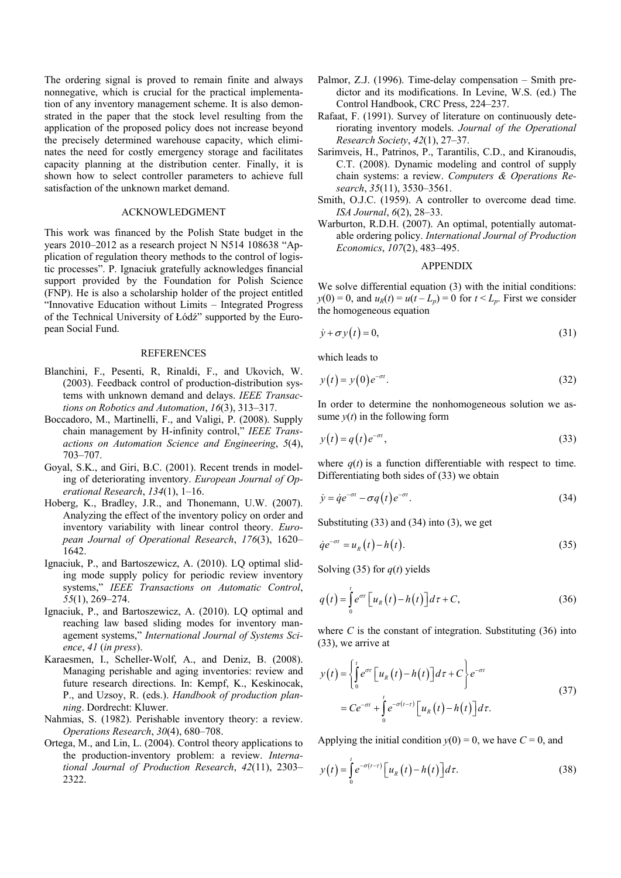The ordering signal is proved to remain finite and always nonnegative, which is crucial for the practical implementation of any inventory management scheme. It is also demonstrated in the paper that the stock level resulting from the application of the proposed policy does not increase beyond the precisely determined warehouse capacity, which eliminates the need for costly emergency storage and facilitates capacity planning at the distribution center. Finally, it is shown how to select controller parameters to achieve full satisfaction of the unknown market demand.

## ACKNOWLEDGMENT

This work was financed by the Polish State budget in the years 2010–2012 as a research project N N514 108638 "Application of regulation theory methods to the control of logistic processes". P. Ignaciuk gratefully acknowledges financial support provided by the Foundation for Polish Science (FNP). He is also a scholarship holder of the project entitled "Innovative Education without Limits – Integrated Progress of the Technical University of Łódź" supported by the European Social Fund.

## REFERENCES

Blanchini, F., Pesenti, R, Rinaldi, F., and Ukovich, W. (2003). Feedback control of production-distribution systems with unknown demand and delays. *IEEE Transactions on Robotics and Automation*, *16*(3), 313–317.

Boccadoro, M., Martinelli, F., and Valigi, P. (2008). Supply chain management by H-infinity control," *IEEE Transactions on Automation Science and Engineering*, *5*(4), 703–707.

Goyal, S.K., and Giri, B.C. (2001). Recent trends in modeling of deteriorating inventory. *European Journal of Operational Research*, *134*(1), 1–16.

Hoberg, K., Bradley, J.R., and Thonemann, U.W. (2007). Analyzing the effect of the inventory policy on order and inventory variability with linear control theory. *European Journal of Operational Research*, *176*(3), 1620–1642.

Ignaciuk, P., and Bartoszewicz, A. (2010). LQ optimal sliding mode supply policy for periodic review inventory systems," *IEEE Transactions on Automatic Control*, *55*(1), 269–274.

Ignaciuk, P., and Bartoszewicz, A. (2010). LQ optimal and reaching law based sliding modes for inventory management systems," *International Journal of Systems Science*, *41* (*in press*).

Karaesmen, I., Scheller-Wolf, A., and Deniz, B. (2008). Managing perishable and aging inventories: review and future research directions. In: Kempf, K., Keskinocak, P., and Uzsoy, R. (eds.). *Handbook of production planning*. Dordrecht: Kluwer.

Nahmias, S. (1982). Perishable inventory theory: a review. *Operations Research*, *30*(4), 680–708.

Ortega, M., and Lin, L. (2004). Control theory applications to the production-inventory problem: a review. *International Journal of Production Research*, *42*(11), 2303–2322.

Palmor, Z.J. (1996). Time-delay compensation – Smith predictor and its modifications. In Levine, W.S. (ed.) The Control Handbook, CRC Press, 224–237.

Rafaat, F. (1991). Survey of literature on continuously deteriorating inventory models. *Journal of the Operational Research Society*, *42*(1), 27–37.

Sarimveis, H., Patrinos, P., Tarantilis, C.D., and Kiranoudis, C.T. (2008). Dynamic modeling and control of supply chain systems: a review. *Computers & Operations Research*, *35*(11), 3530–3561.

Smith, O.J.C. (1959). A controller to overcome dead time. *ISA Journal*, *6*(2), 28–33.

Warburton, R.D.H. (2007). An optimal, potentially automatable ordering policy. *International Journal of Production Economics*, *107*(2), 483–495.

## APPENDIX

We solve differential equation (3) with the initial conditions: $y(0) = 0$, and $u_R(t) = u(t - L_p) = 0$ for $t < L_p$. First we consider the homogeneous equation

$$\dot{y} + \sigma y(t) = 0, \tag{31}$$

which leads to

$$y(t) = y(0)e^{-\sigma t}. \tag{32}$$

In order to determine the nonhomogeneous solution we assume $y(t)$ in the following form

$$y(t) = q(t)e^{-\sigma t}, \tag{33}$$

where $q(t)$ is a function differentiable with respect to time. Differentiating both sides of (33) we obtain

$$\dot{y} = \dot{q}e^{-\sigma t} - \sigma q(t)e^{-\sigma t}. \tag{34}$$

Substituting (33) and (34) into (3), we get

$$\dot{q}e^{-\sigma t} = u_R(t) - h(t). \tag{35}$$

Solving (35) for $q(t)$ yields

$$q(t) = \int_0^t e^{\sigma\tau}\left[u_R(t) - h(t)\right]d\tau + C, \tag{36}$$

where $C$ is the constant of integration. Substituting (36) into (33), we arrive at

$$\begin{aligned} y(t) &= \left\{\int_0^t e^{\sigma\tau}\left[u_R(t) - h(t)\right]d\tau + C\right\}e^{-\sigma t} \\ &= Ce^{-\sigma t} + \int_0^t e^{-\sigma(t-\tau)}\left[u_R(t) - h(t)\right]d\tau. \end{aligned} \tag{37}$$

Applying the initial condition $y(0) = 0$, we have $C = 0$, and

$$y(t) = \int_0^t e^{-\sigma(t-\tau)}\left[u_R(t) - h(t)\right]d\tau. \tag{38}$$